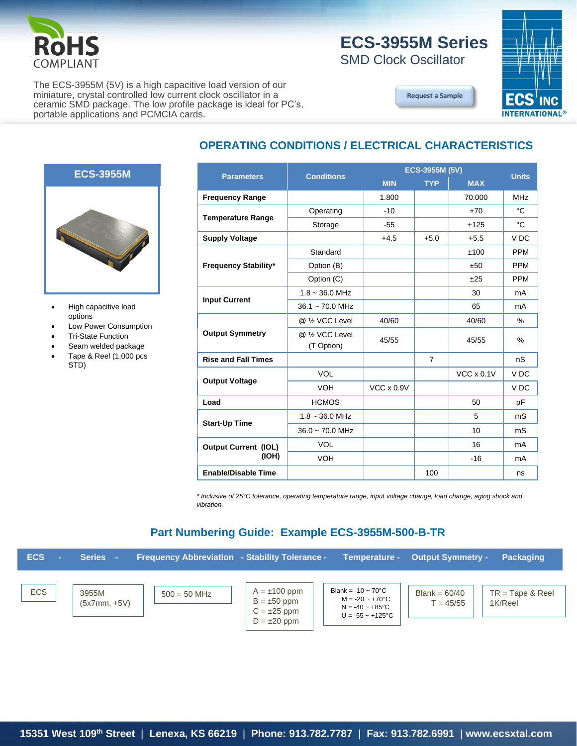RoHS COMPLIANT

# ECS-3955M Series

## SMD Clock Oscillator

The ECS-3955M (5V) is a high capacitive load version of our miniature, crystal controlled low current clock oscillator in a ceramic SMD package. The low profile package is ideal for PC's, portable applications and PCMCIA cards.

Request a Sample

### ECS-3955M

- High capacitive load options
- Low Power Consumption
- Tri-State Function
- Seam welded package
- Tape & Reel (1,000 pcs STD)

## OPERATING CONDITIONS / ELECTRICAL CHARACTERISTICS

| Parameters | Conditions | ECS-3955M (5V) | | | Units |
|---|---|---|---|---|---|
| | | MIN | TYP | MAX | |
| **Frequency Range** | | 1.800 | | 70.000 | MHz |
| **Temperature Range** | Operating | -10 | | +70 | °C |
| | Storage | -55 | | +125 | °C |
| **Supply Voltage** | | +4.5 | +5.0 | +5.5 | V DC |
| **Frequency Stability*** | Standard | | | ±100 | PPM |
| | Option (B) | | | ±50 | PPM |
| | Option (C) | | | ±25 | PPM |
| **Input Current** | 1.8 ~ 36.0 MHz | | | 30 | mA |
| | 36.1 ~ 70.0 MHz | | | 65 | mA |
| **Output Symmetry** | @ ½ VCC Level | 40/60 | | 40/60 | % |
| | @ ½ VCC Level (T Option) | 45/55 | | 45/55 | % |
| **Rise and Fall Times** | | | 7 | | nS |
| **Output Voltage** | VOL | | | VCC x 0.1V | V DC |
| | VOH | VCC x 0.9V | | | V DC |
| **Load** | HCMOS | | | 50 | pF |
| **Start-Up Time** | 1.8 ~ 36.0 MHz | | | 5 | mS |
| | 36.0 ~ 70.0 MHz | | | 10 | mS |
| **Output Current (IOL)** | VOL | | | 16 | mA |
| **(IOH)** | VOH | | | -16 | mA |
| **Enable/Disable Time** | | | 100 | | ns |

*\* Inclusive of 25°C tolerance, operating temperature range, input voltage change, load change, aging shock and vibration.*

## Part Numbering Guide: Example ECS-3955M-500-B-TR

| ECS - | Series - | Frequency Abbreviation - | Stability Tolerance - | Temperature - | Output Symmetry - | Packaging |
|---|---|---|---|---|---|---|
| ECS | 3955M (5x7mm, +5V) | 500 = 50 MHz | A = ±100 ppm<br>B = ±50 ppm<br>C = ±25 ppm<br>D = ±20 ppm | Blank = -10 ~ 70°C<br>M = -20 ~ +70°C<br>N = -40 ~ +85°C<br>U = -55 ~ +125°C | Blank = 60/40<br>T = 45/55 | TR = Tape & Reel<br>1K/Reel |

15351 West 109th Street | Lenexa, KS 66219 | Phone: 913.782.7787 | Fax: 913.782.6991 | www.ecsxtal.com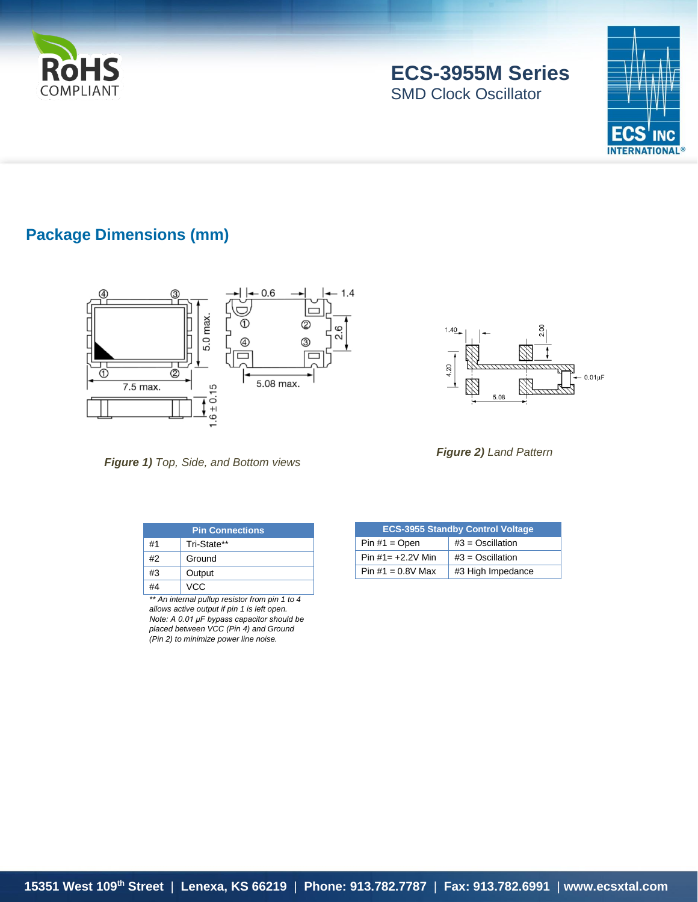# ECS-3955M Series

SMD Clock Oscillator

## Package Dimensions (mm)

0.6

1.4

5.0 max.

2.6

7.5 max.

5.08 max.

1.6 ± 0.15

***Figure 1)*** *Top, Side, and Bottom views*

1.40

2.00

4.20

0.01µF

5.08

***Figure 2)*** *Land Pattern*

| Pin Connections | |
|---|---|
| #1 | Tri-State** |
| #2 | Ground |
| #3 | Output |
| #4 | VCC |

*** An internal pullup resistor from pin 1 to 4 allows active output if pin 1 is left open.*
*Note: A 0.01 µF bypass capacitor should be placed between VCC (Pin 4) and Ground (Pin 2) to minimize power line noise.*

| ECS-3955 Standby Control Voltage | |
|---|---|
| Pin #1 = Open | #3 = Oscillation |
| Pin #1= +2.2V Min | #3 = Oscillation |
| Pin #1 = 0.8V Max | #3 High Impedance |